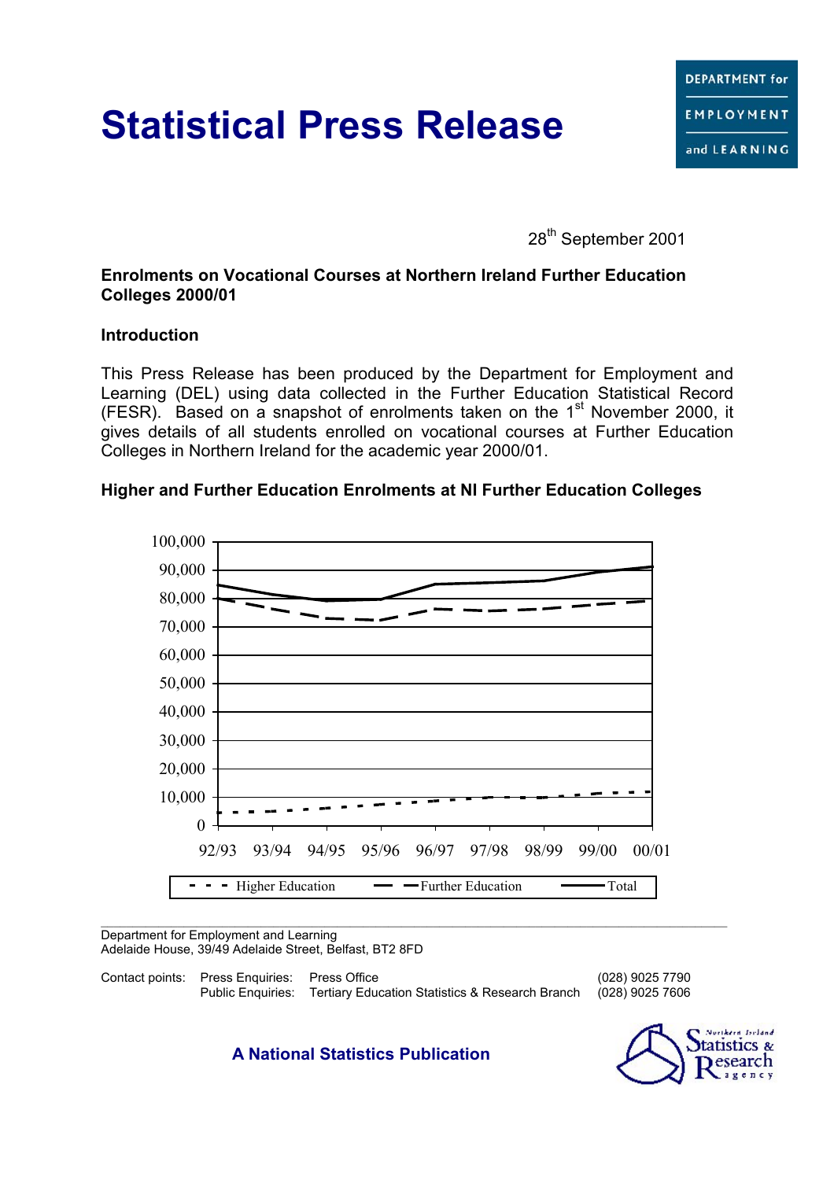# Statistical Press Release

DEPARTMENT for EMPLOYMENT and LEARNING

28th September 2001

**Enrolments on Vocational Courses at Northern Ireland Further Education Colleges 2000/01**

**Introduction**

This Press Release has been produced by the Department for Employment and Learning (DEL) using data collected in the Further Education Statistical Record (FESR). Based on a snapshot of enrolments taken on the 1st November 2000, it gives details of all students enrolled on vocational courses at Further Education Colleges in Northern Ireland for the academic year 2000/01.

**Higher and Further Education Enrolments at NI Further Education Colleges**

Department for Employment and Learning
Adelaide House, 39/49 Adelaide Street, Belfast, BT2 8FD

| Contact points: | Press Enquiries: | Press Office | (028) 9025 7790 |
|---|---|---|---|
| | Public Enquiries: | Tertiary Education Statistics & Research Branch | (028) 9025 7606 |

**A National Statistics Publication**

Northern Ireland Statistics & Research Agency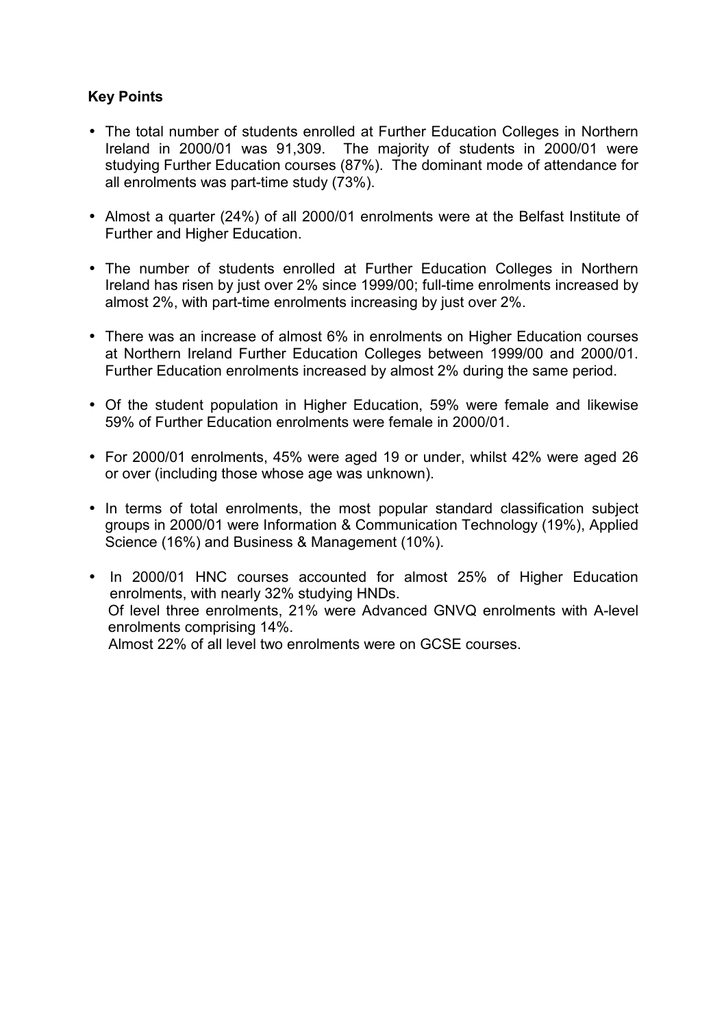**Key Points**

- The total number of students enrolled at Further Education Colleges in Northern Ireland in 2000/01 was 91,309. The majority of students in 2000/01 were studying Further Education courses (87%). The dominant mode of attendance for all enrolments was part-time study (73%).
- Almost a quarter (24%) of all 2000/01 enrolments were at the Belfast Institute of Further and Higher Education.
- The number of students enrolled at Further Education Colleges in Northern Ireland has risen by just over 2% since 1999/00; full-time enrolments increased by almost 2%, with part-time enrolments increasing by just over 2%.
- There was an increase of almost 6% in enrolments on Higher Education courses at Northern Ireland Further Education Colleges between 1999/00 and 2000/01. Further Education enrolments increased by almost 2% during the same period.
- Of the student population in Higher Education, 59% were female and likewise 59% of Further Education enrolments were female in 2000/01.
- For 2000/01 enrolments, 45% were aged 19 or under, whilst 42% were aged 26 or over (including those whose age was unknown).
- In terms of total enrolments, the most popular standard classification subject groups in 2000/01 were Information & Communication Technology (19%), Applied Science (16%) and Business & Management (10%).
- In 2000/01 HNC courses accounted for almost 25% of Higher Education enrolments, with nearly 32% studying HNDs.
  Of level three enrolments, 21% were Advanced GNVQ enrolments with A-level enrolments comprising 14%.
  Almost 22% of all level two enrolments were on GCSE courses.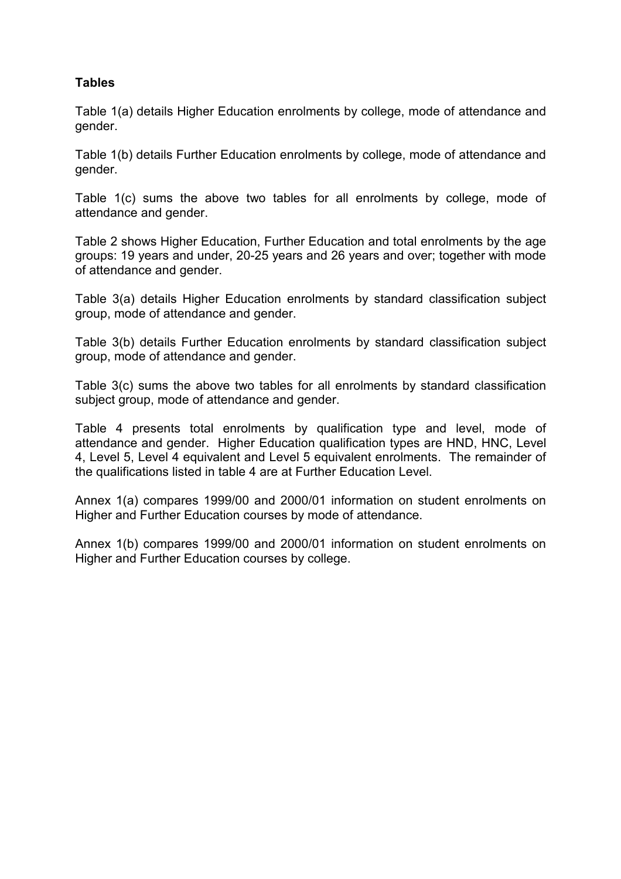**Tables**

Table 1(a) details Higher Education enrolments by college, mode of attendance and gender.

Table 1(b) details Further Education enrolments by college, mode of attendance and gender.

Table 1(c) sums the above two tables for all enrolments by college, mode of attendance and gender.

Table 2 shows Higher Education, Further Education and total enrolments by the age groups: 19 years and under, 20-25 years and 26 years and over; together with mode of attendance and gender.

Table 3(a) details Higher Education enrolments by standard classification subject group, mode of attendance and gender.

Table 3(b) details Further Education enrolments by standard classification subject group, mode of attendance and gender.

Table 3(c) sums the above two tables for all enrolments by standard classification subject group, mode of attendance and gender.

Table 4 presents total enrolments by qualification type and level, mode of attendance and gender. Higher Education qualification types are HND, HNC, Level 4, Level 5, Level 4 equivalent and Level 5 equivalent enrolments. The remainder of the qualifications listed in table 4 are at Further Education Level.

Annex 1(a) compares 1999/00 and 2000/01 information on student enrolments on Higher and Further Education courses by mode of attendance.

Annex 1(b) compares 1999/00 and 2000/01 information on student enrolments on Higher and Further Education courses by college.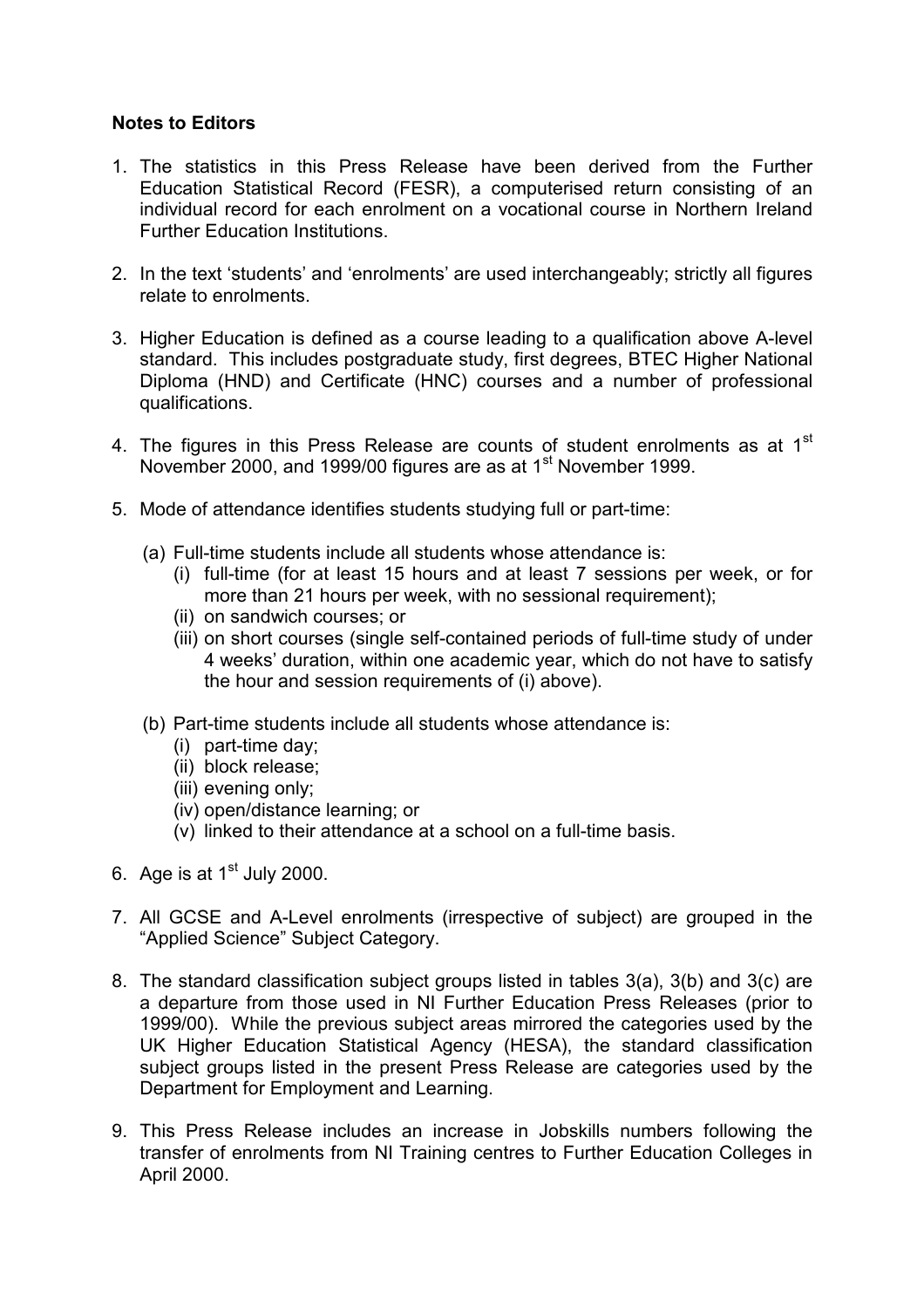**Notes to Editors**

1. The statistics in this Press Release have been derived from the Further Education Statistical Record (FESR), a computerised return consisting of an individual record for each enrolment on a vocational course in Northern Ireland Further Education Institutions.

2. In the text 'students' and 'enrolments' are used interchangeably; strictly all figures relate to enrolments.

3. Higher Education is defined as a course leading to a qualification above A-level standard. This includes postgraduate study, first degrees, BTEC Higher National Diploma (HND) and Certificate (HNC) courses and a number of professional qualifications.

4. The figures in this Press Release are counts of student enrolments as at 1st November 2000, and 1999/00 figures are as at 1st November 1999.

5. Mode of attendance identifies students studying full or part-time:

   (a) Full-time students include all students whose attendance is:
      (i) full-time (for at least 15 hours and at least 7 sessions per week, or for more than 21 hours per week, with no sessional requirement);
      (ii) on sandwich courses; or
      (iii) on short courses (single self-contained periods of full-time study of under 4 weeks' duration, within one academic year, which do not have to satisfy the hour and session requirements of (i) above).

   (b) Part-time students include all students whose attendance is:
      (i) part-time day;
      (ii) block release;
      (iii) evening only;
      (iv) open/distance learning; or
      (v) linked to their attendance at a school on a full-time basis.

6. Age is at 1st July 2000.

7. All GCSE and A-Level enrolments (irrespective of subject) are grouped in the "Applied Science" Subject Category.

8. The standard classification subject groups listed in tables 3(a), 3(b) and 3(c) are a departure from those used in NI Further Education Press Releases (prior to 1999/00). While the previous subject areas mirrored the categories used by the UK Higher Education Statistical Agency (HESA), the standard classification subject groups listed in the present Press Release are categories used by the Department for Employment and Learning.

9. This Press Release includes an increase in Jobskills numbers following the transfer of enrolments from NI Training centres to Further Education Colleges in April 2000.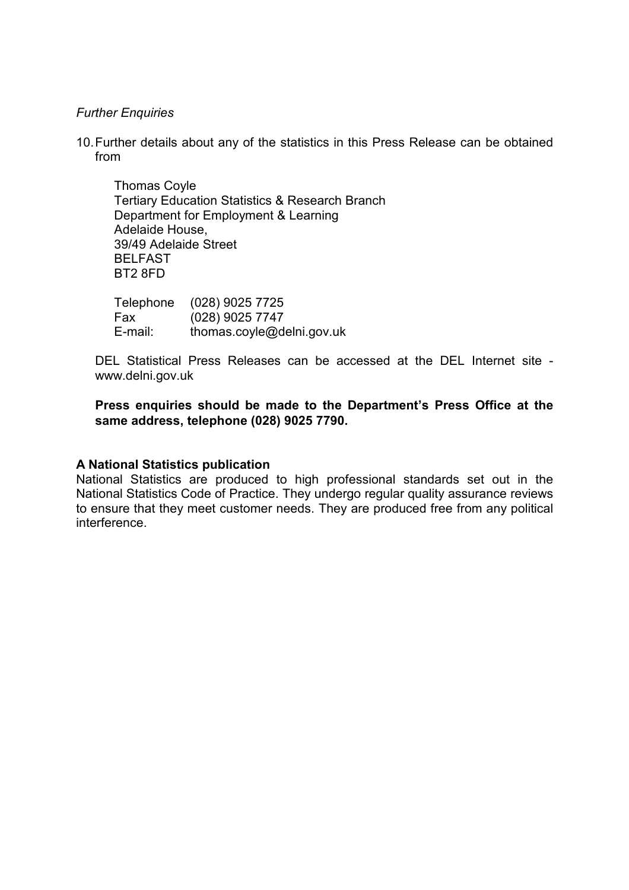*Further Enquiries*

10. Further details about any of the statistics in this Press Release can be obtained from

    Thomas Coyle
    Tertiary Education Statistics & Research Branch
    Department for Employment & Learning
    Adelaide House,
    39/49 Adelaide Street
    BELFAST
    BT2 8FD

    | | |
    |---|---|
    | Telephone | (028) 9025 7725 |
    | Fax | (028) 9025 7747 |
    | E-mail: | thomas.coyle@delni.gov.uk |

    DEL Statistical Press Releases can be accessed at the DEL Internet site - www.delni.gov.uk

    **Press enquiries should be made to the Department's Press Office at the same address, telephone (028) 9025 7790.**

**A National Statistics publication**

National Statistics are produced to high professional standards set out in the National Statistics Code of Practice. They undergo regular quality assurance reviews to ensure that they meet customer needs. They are produced free from any political interference.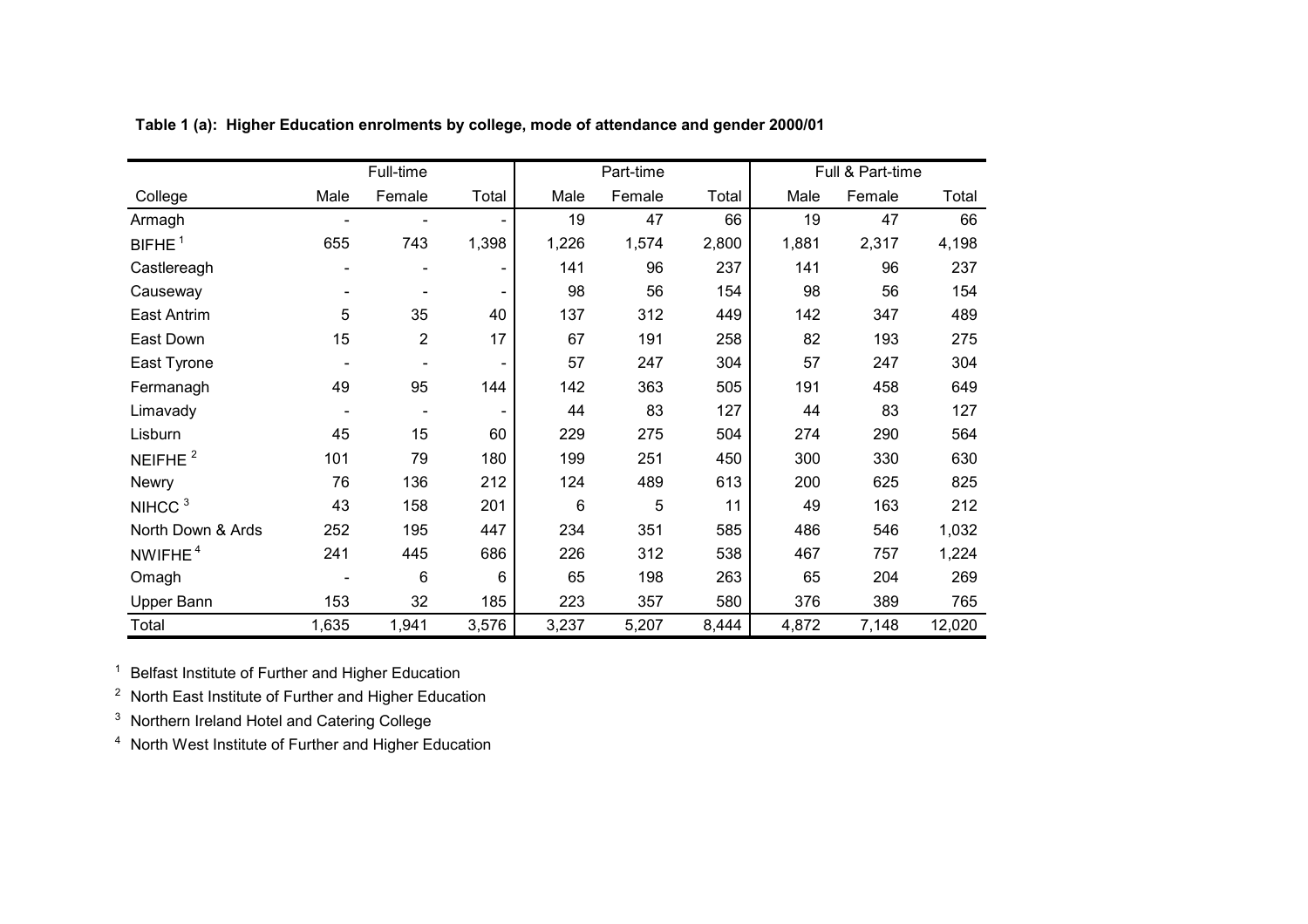**Table 1 (a): Higher Education enrolments by college, mode of attendance and gender 2000/01**

| | Full-time | | | Part-time | | | Full & Part-time | | |
|---|---|---|---|---|---|---|---|---|---|
| College | Male | Female | Total | Male | Female | Total | Male | Female | Total |
| Armagh | - | - | - | 19 | 47 | 66 | 19 | 47 | 66 |
| BIFHE [1] | 655 | 743 | 1,398 | 1,226 | 1,574 | 2,800 | 1,881 | 2,317 | 4,198 |
| Castlereagh | - | - | - | 141 | 96 | 237 | 141 | 96 | 237 |
| Causeway | - | - | - | 98 | 56 | 154 | 98 | 56 | 154 |
| East Antrim | 5 | 35 | 40 | 137 | 312 | 449 | 142 | 347 | 489 |
| East Down | 15 | 2 | 17 | 67 | 191 | 258 | 82 | 193 | 275 |
| East Tyrone | - | - | - | 57 | 247 | 304 | 57 | 247 | 304 |
| Fermanagh | 49 | 95 | 144 | 142 | 363 | 505 | 191 | 458 | 649 |
| Limavady | - | - | - | 44 | 83 | 127 | 44 | 83 | 127 |
| Lisburn | 45 | 15 | 60 | 229 | 275 | 504 | 274 | 290 | 564 |
| NEIFHE [2] | 101 | 79 | 180 | 199 | 251 | 450 | 300 | 330 | 630 |
| Newry | 76 | 136 | 212 | 124 | 489 | 613 | 200 | 625 | 825 |
| NIHCC [3] | 43 | 158 | 201 | 6 | 5 | 11 | 49 | 163 | 212 |
| North Down & Ards | 252 | 195 | 447 | 234 | 351 | 585 | 486 | 546 | 1,032 |
| NWIFHE [4] | 241 | 445 | 686 | 226 | 312 | 538 | 467 | 757 | 1,224 |
| Omagh | - | 6 | 6 | 65 | 198 | 263 | 65 | 204 | 269 |
| Upper Bann | 153 | 32 | 185 | 223 | 357 | 580 | 376 | 389 | 765 |
| Total | 1,635 | 1,941 | 3,576 | 3,237 | 5,207 | 8,444 | 4,872 | 7,148 | 12,020 |

[1] Belfast Institute of Further and Higher Education

[2] North East Institute of Further and Higher Education

[3] Northern Ireland Hotel and Catering College

[4] North West Institute of Further and Higher Education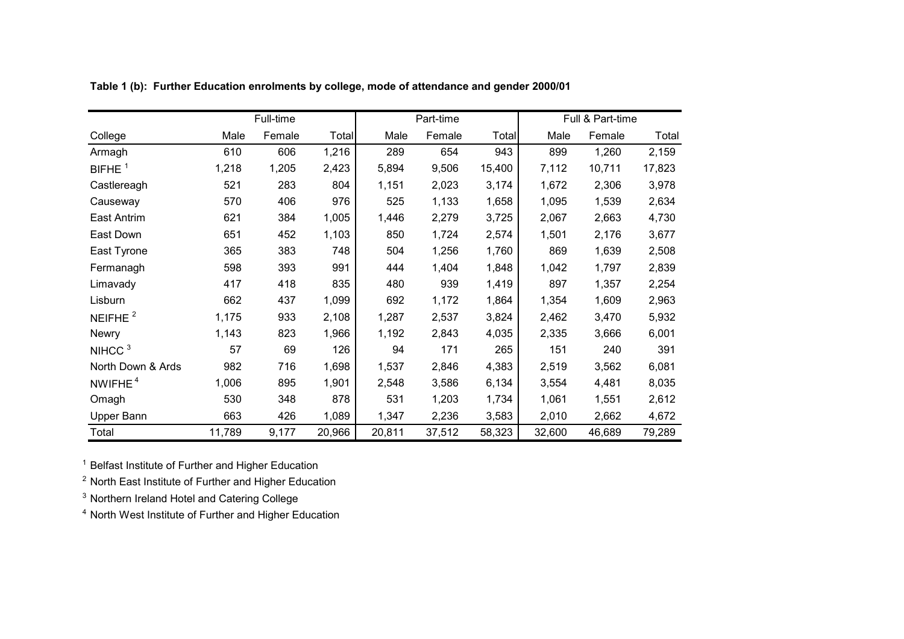**Table 1 (b): Further Education enrolments by college, mode of attendance and gender 2000/01**

| | Full-time | | | Part-time | | | Full & Part-time | | |
|---|---|---|---|---|---|---|---|---|---|
| College | Male | Female | Total | Male | Female | Total | Male | Female | Total |
| Armagh | 610 | 606 | 1,216 | 289 | 654 | 943 | 899 | 1,260 | 2,159 |
| BIFHE [1] | 1,218 | 1,205 | 2,423 | 5,894 | 9,506 | 15,400 | 7,112 | 10,711 | 17,823 |
| Castlereagh | 521 | 283 | 804 | 1,151 | 2,023 | 3,174 | 1,672 | 2,306 | 3,978 |
| Causeway | 570 | 406 | 976 | 525 | 1,133 | 1,658 | 1,095 | 1,539 | 2,634 |
| East Antrim | 621 | 384 | 1,005 | 1,446 | 2,279 | 3,725 | 2,067 | 2,663 | 4,730 |
| East Down | 651 | 452 | 1,103 | 850 | 1,724 | 2,574 | 1,501 | 2,176 | 3,677 |
| East Tyrone | 365 | 383 | 748 | 504 | 1,256 | 1,760 | 869 | 1,639 | 2,508 |
| Fermanagh | 598 | 393 | 991 | 444 | 1,404 | 1,848 | 1,042 | 1,797 | 2,839 |
| Limavady | 417 | 418 | 835 | 480 | 939 | 1,419 | 897 | 1,357 | 2,254 |
| Lisburn | 662 | 437 | 1,099 | 692 | 1,172 | 1,864 | 1,354 | 1,609 | 2,963 |
| NEIFHE [2] | 1,175 | 933 | 2,108 | 1,287 | 2,537 | 3,824 | 2,462 | 3,470 | 5,932 |
| Newry | 1,143 | 823 | 1,966 | 1,192 | 2,843 | 4,035 | 2,335 | 3,666 | 6,001 |
| NIHCC [3] | 57 | 69 | 126 | 94 | 171 | 265 | 151 | 240 | 391 |
| North Down & Ards | 982 | 716 | 1,698 | 1,537 | 2,846 | 4,383 | 2,519 | 3,562 | 6,081 |
| NWIFHE [4] | 1,006 | 895 | 1,901 | 2,548 | 3,586 | 6,134 | 3,554 | 4,481 | 8,035 |
| Omagh | 530 | 348 | 878 | 531 | 1,203 | 1,734 | 1,061 | 1,551 | 2,612 |
| Upper Bann | 663 | 426 | 1,089 | 1,347 | 2,236 | 3,583 | 2,010 | 2,662 | 4,672 |
| Total | 11,789 | 9,177 | 20,966 | 20,811 | 37,512 | 58,323 | 32,600 | 46,689 | 79,289 |

[1] Belfast Institute of Further and Higher Education

[2] North East Institute of Further and Higher Education

[3] Northern Ireland Hotel and Catering College

[4] North West Institute of Further and Higher Education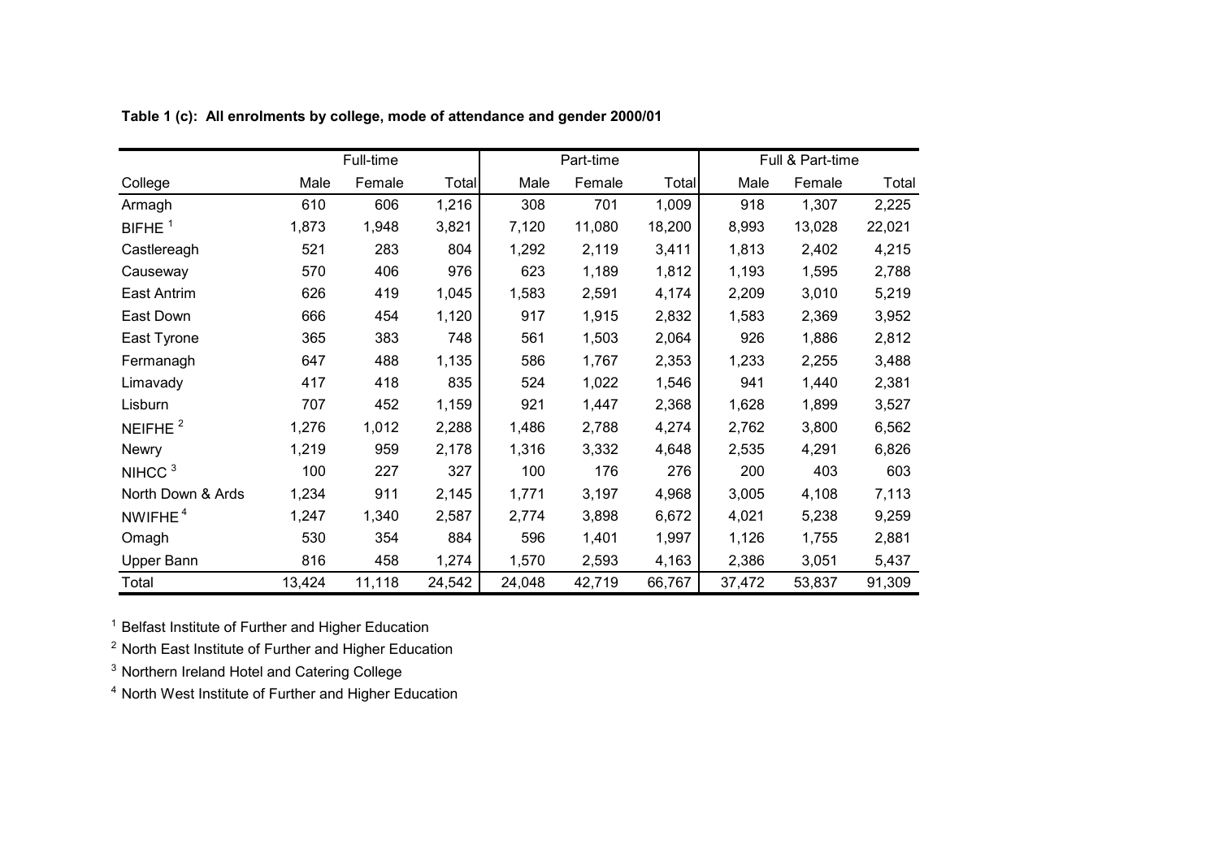**Table 1 (c): All enrolments by college, mode of attendance and gender 2000/01**

| | Full-time | | | Part-time | | | Full & Part-time | | |
|---|---|---|---|---|---|---|---|---|---|
| College | Male | Female | Total | Male | Female | Total | Male | Female | Total |
| Armagh | 610 | 606 | 1,216 | 308 | 701 | 1,009 | 918 | 1,307 | 2,225 |
| BIFHE [1] | 1,873 | 1,948 | 3,821 | 7,120 | 11,080 | 18,200 | 8,993 | 13,028 | 22,021 |
| Castlereagh | 521 | 283 | 804 | 1,292 | 2,119 | 3,411 | 1,813 | 2,402 | 4,215 |
| Causeway | 570 | 406 | 976 | 623 | 1,189 | 1,812 | 1,193 | 1,595 | 2,788 |
| East Antrim | 626 | 419 | 1,045 | 1,583 | 2,591 | 4,174 | 2,209 | 3,010 | 5,219 |
| East Down | 666 | 454 | 1,120 | 917 | 1,915 | 2,832 | 1,583 | 2,369 | 3,952 |
| East Tyrone | 365 | 383 | 748 | 561 | 1,503 | 2,064 | 926 | 1,886 | 2,812 |
| Fermanagh | 647 | 488 | 1,135 | 586 | 1,767 | 2,353 | 1,233 | 2,255 | 3,488 |
| Limavady | 417 | 418 | 835 | 524 | 1,022 | 1,546 | 941 | 1,440 | 2,381 |
| Lisburn | 707 | 452 | 1,159 | 921 | 1,447 | 2,368 | 1,628 | 1,899 | 3,527 |
| NEIFHE [2] | 1,276 | 1,012 | 2,288 | 1,486 | 2,788 | 4,274 | 2,762 | 3,800 | 6,562 |
| Newry | 1,219 | 959 | 2,178 | 1,316 | 3,332 | 4,648 | 2,535 | 4,291 | 6,826 |
| NIHCC [3] | 100 | 227 | 327 | 100 | 176 | 276 | 200 | 403 | 603 |
| North Down & Ards | 1,234 | 911 | 2,145 | 1,771 | 3,197 | 4,968 | 3,005 | 4,108 | 7,113 |
| NWIFHE [4] | 1,247 | 1,340 | 2,587 | 2,774 | 3,898 | 6,672 | 4,021 | 5,238 | 9,259 |
| Omagh | 530 | 354 | 884 | 596 | 1,401 | 1,997 | 1,126 | 1,755 | 2,881 |
| Upper Bann | 816 | 458 | 1,274 | 1,570 | 2,593 | 4,163 | 2,386 | 3,051 | 5,437 |
| Total | 13,424 | 11,118 | 24,542 | 24,048 | 42,719 | 66,767 | 37,472 | 53,837 | 91,309 |

[1] Belfast Institute of Further and Higher Education

[2] North East Institute of Further and Higher Education

[3] Northern Ireland Hotel and Catering College

[4] North West Institute of Further and Higher Education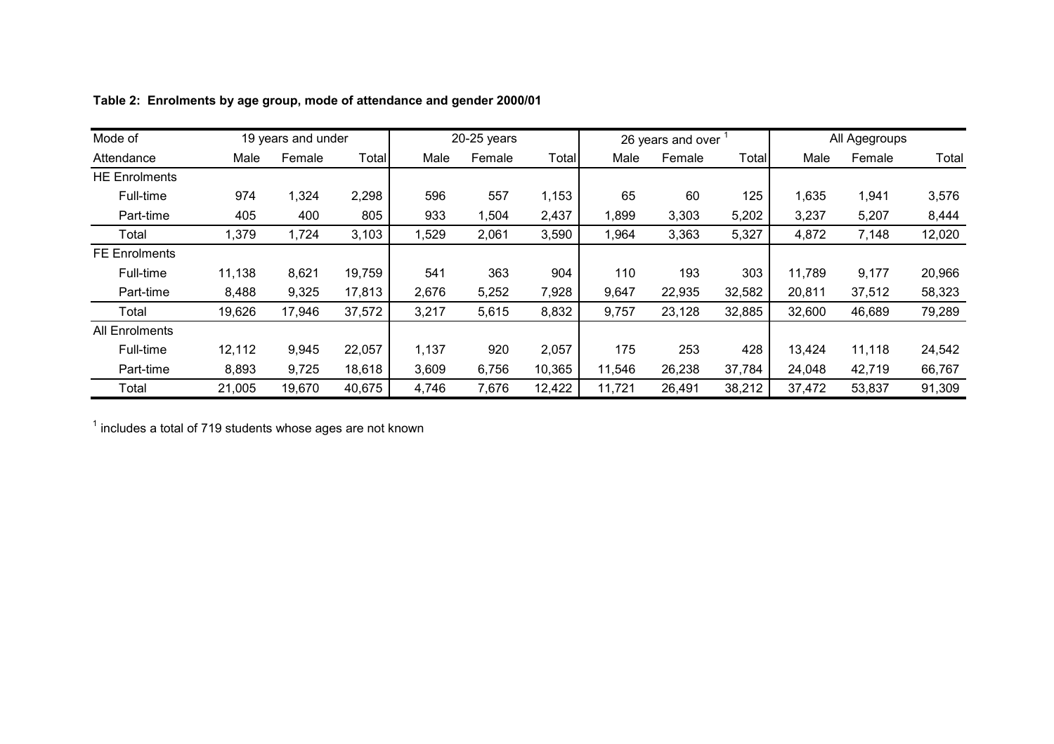**Table 2: Enrolments by age group, mode of attendance and gender 2000/01**

| Mode of | 19 years and under | | | 20-25 years | | | 26 years and over [1] | | | All Agegroups | | |
|---|---|---|---|---|---|---|---|---|---|---|---|---|
| Attendance | Male | Female | Total | Male | Female | Total | Male | Female | Total | Male | Female | Total |
| HE Enrolments | | | | | | | | | | | | |
| Full-time | 974 | 1,324 | 2,298 | 596 | 557 | 1,153 | 65 | 60 | 125 | 1,635 | 1,941 | 3,576 |
| Part-time | 405 | 400 | 805 | 933 | 1,504 | 2,437 | 1,899 | 3,303 | 5,202 | 3,237 | 5,207 | 8,444 |
| Total | 1,379 | 1,724 | 3,103 | 1,529 | 2,061 | 3,590 | 1,964 | 3,363 | 5,327 | 4,872 | 7,148 | 12,020 |
| FE Enrolments | | | | | | | | | | | | |
| Full-time | 11,138 | 8,621 | 19,759 | 541 | 363 | 904 | 110 | 193 | 303 | 11,789 | 9,177 | 20,966 |
| Part-time | 8,488 | 9,325 | 17,813 | 2,676 | 5,252 | 7,928 | 9,647 | 22,935 | 32,582 | 20,811 | 37,512 | 58,323 |
| Total | 19,626 | 17,946 | 37,572 | 3,217 | 5,615 | 8,832 | 9,757 | 23,128 | 32,885 | 32,600 | 46,689 | 79,289 |
| All Enrolments | | | | | | | | | | | | |
| Full-time | 12,112 | 9,945 | 22,057 | 1,137 | 920 | 2,057 | 175 | 253 | 428 | 13,424 | 11,118 | 24,542 |
| Part-time | 8,893 | 9,725 | 18,618 | 3,609 | 6,756 | 10,365 | 11,546 | 26,238 | 37,784 | 24,048 | 42,719 | 66,767 |
| Total | 21,005 | 19,670 | 40,675 | 4,746 | 7,676 | 12,422 | 11,721 | 26,491 | 38,212 | 37,472 | 53,837 | 91,309 |

[1] includes a total of 719 students whose ages are not known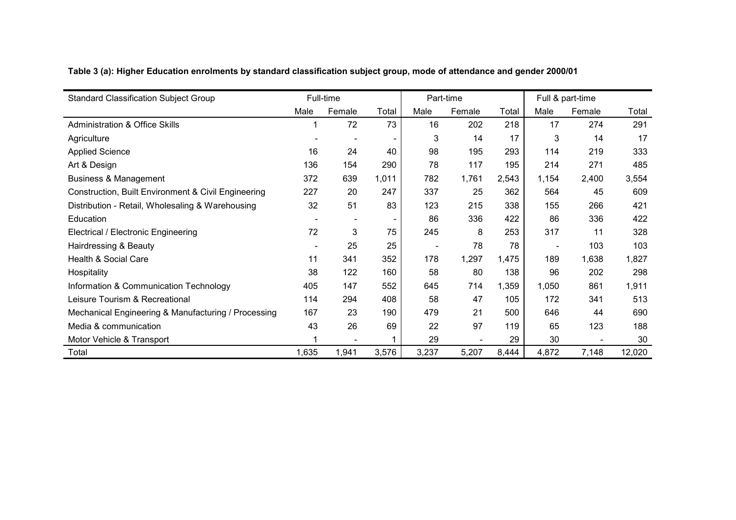**Table 3 (a): Higher Education enrolments by standard classification subject group, mode of attendance and gender 2000/01**

| Standard Classification Subject Group | Full-time | | | Part-time | | | Full & part-time | | |
|---|---|---|---|---|---|---|---|---|---|
| | Male | Female | Total | Male | Female | Total | Male | Female | Total |
| Administration & Office Skills | 1 | 72 | 73 | 16 | 202 | 218 | 17 | 274 | 291 |
| Agriculture | - | - | - | 3 | 14 | 17 | 3 | 14 | 17 |
| Applied Science | 16 | 24 | 40 | 98 | 195 | 293 | 114 | 219 | 333 |
| Art & Design | 136 | 154 | 290 | 78 | 117 | 195 | 214 | 271 | 485 |
| Business & Management | 372 | 639 | 1,011 | 782 | 1,761 | 2,543 | 1,154 | 2,400 | 3,554 |
| Construction, Built Environment & Civil Engineering | 227 | 20 | 247 | 337 | 25 | 362 | 564 | 45 | 609 |
| Distribution - Retail, Wholesaling & Warehousing | 32 | 51 | 83 | 123 | 215 | 338 | 155 | 266 | 421 |
| Education | - | - | - | 86 | 336 | 422 | 86 | 336 | 422 |
| Electrical / Electronic Engineering | 72 | 3 | 75 | 245 | 8 | 253 | 317 | 11 | 328 |
| Hairdressing & Beauty | - | 25 | 25 | - | 78 | 78 | - | 103 | 103 |
| Health & Social Care | 11 | 341 | 352 | 178 | 1,297 | 1,475 | 189 | 1,638 | 1,827 |
| Hospitality | 38 | 122 | 160 | 58 | 80 | 138 | 96 | 202 | 298 |
| Information & Communication Technology | 405 | 147 | 552 | 645 | 714 | 1,359 | 1,050 | 861 | 1,911 |
| Leisure Tourism & Recreational | 114 | 294 | 408 | 58 | 47 | 105 | 172 | 341 | 513 |
| Mechanical Engineering & Manufacturing / Processing | 167 | 23 | 190 | 479 | 21 | 500 | 646 | 44 | 690 |
| Media & communication | 43 | 26 | 69 | 22 | 97 | 119 | 65 | 123 | 188 |
| Motor Vehicle & Transport | 1 | - | 1 | 29 | - | 29 | 30 | - | 30 |
| Total | 1,635 | 1,941 | 3,576 | 3,237 | 5,207 | 8,444 | 4,872 | 7,148 | 12,020 |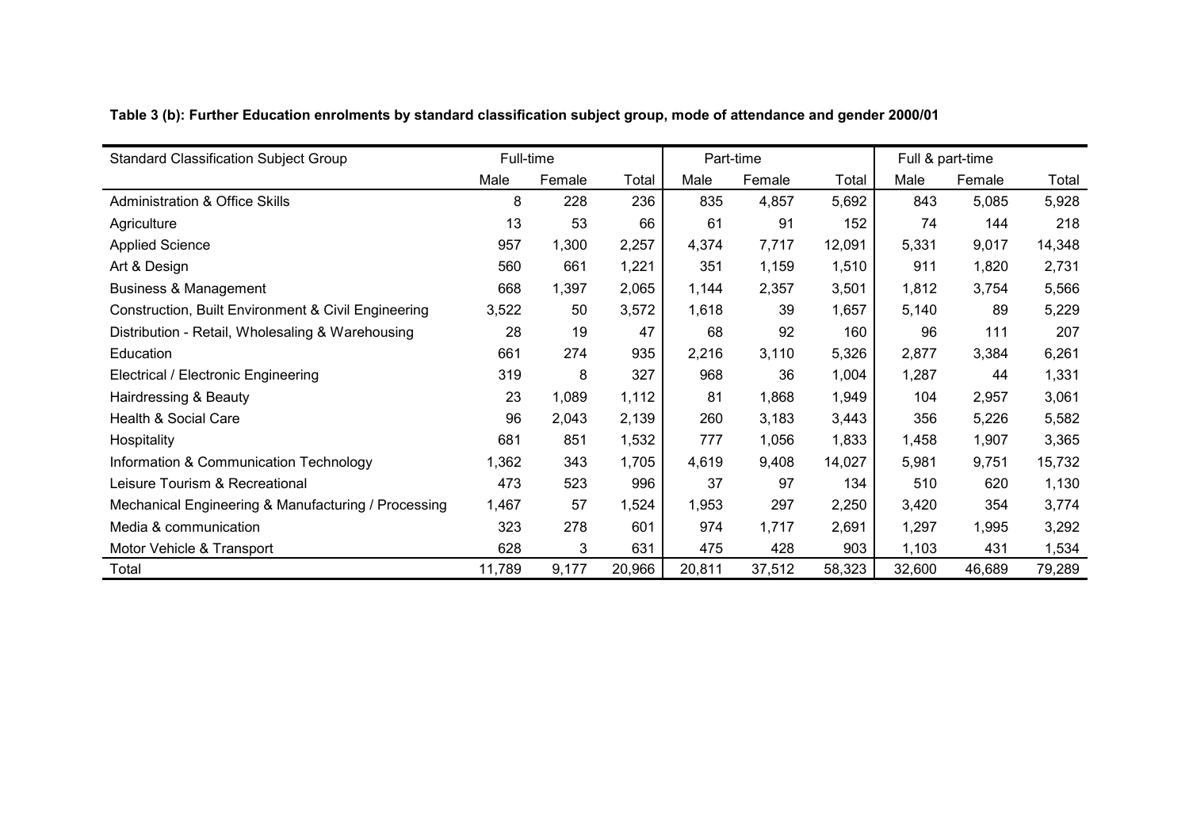**Table 3 (b): Further Education enrolments by standard classification subject group, mode of attendance and gender 2000/01**

| Standard Classification Subject Group | Full-time | | | Part-time | | | Full & part-time | | |
|---|---|---|---|---|---|---|---|---|---|
| | Male | Female | Total | Male | Female | Total | Male | Female | Total |
| Administration & Office Skills | 8 | 228 | 236 | 835 | 4,857 | 5,692 | 843 | 5,085 | 5,928 |
| Agriculture | 13 | 53 | 66 | 61 | 91 | 152 | 74 | 144 | 218 |
| Applied Science | 957 | 1,300 | 2,257 | 4,374 | 7,717 | 12,091 | 5,331 | 9,017 | 14,348 |
| Art & Design | 560 | 661 | 1,221 | 351 | 1,159 | 1,510 | 911 | 1,820 | 2,731 |
| Business & Management | 668 | 1,397 | 2,065 | 1,144 | 2,357 | 3,501 | 1,812 | 3,754 | 5,566 |
| Construction, Built Environment & Civil Engineering | 3,522 | 50 | 3,572 | 1,618 | 39 | 1,657 | 5,140 | 89 | 5,229 |
| Distribution - Retail, Wholesaling & Warehousing | 28 | 19 | 47 | 68 | 92 | 160 | 96 | 111 | 207 |
| Education | 661 | 274 | 935 | 2,216 | 3,110 | 5,326 | 2,877 | 3,384 | 6,261 |
| Electrical / Electronic Engineering | 319 | 8 | 327 | 968 | 36 | 1,004 | 1,287 | 44 | 1,331 |
| Hairdressing & Beauty | 23 | 1,089 | 1,112 | 81 | 1,868 | 1,949 | 104 | 2,957 | 3,061 |
| Health & Social Care | 96 | 2,043 | 2,139 | 260 | 3,183 | 3,443 | 356 | 5,226 | 5,582 |
| Hospitality | 681 | 851 | 1,532 | 777 | 1,056 | 1,833 | 1,458 | 1,907 | 3,365 |
| Information & Communication Technology | 1,362 | 343 | 1,705 | 4,619 | 9,408 | 14,027 | 5,981 | 9,751 | 15,732 |
| Leisure Tourism & Recreational | 473 | 523 | 996 | 37 | 97 | 134 | 510 | 620 | 1,130 |
| Mechanical Engineering & Manufacturing / Processing | 1,467 | 57 | 1,524 | 1,953 | 297 | 2,250 | 3,420 | 354 | 3,774 |
| Media & communication | 323 | 278 | 601 | 974 | 1,717 | 2,691 | 1,297 | 1,995 | 3,292 |
| Motor Vehicle & Transport | 628 | 3 | 631 | 475 | 428 | 903 | 1,103 | 431 | 1,534 |
| Total | 11,789 | 9,177 | 20,966 | 20,811 | 37,512 | 58,323 | 32,600 | 46,689 | 79,289 |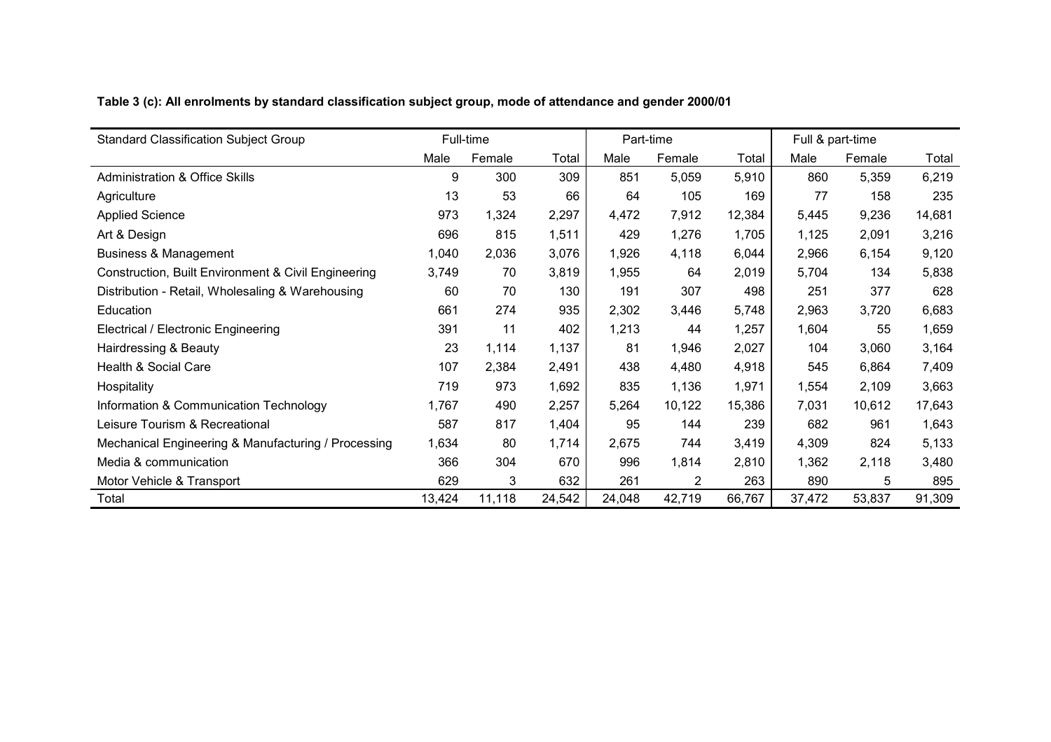**Table 3 (c): All enrolments by standard classification subject group, mode of attendance and gender 2000/01**

| Standard Classification Subject Group | Full-time | | | Part-time | | | Full & part-time | | |
|---|---|---|---|---|---|---|---|---|---|
| | Male | Female | Total | Male | Female | Total | Male | Female | Total |
| Administration & Office Skills | 9 | 300 | 309 | 851 | 5,059 | 5,910 | 860 | 5,359 | 6,219 |
| Agriculture | 13 | 53 | 66 | 64 | 105 | 169 | 77 | 158 | 235 |
| Applied Science | 973 | 1,324 | 2,297 | 4,472 | 7,912 | 12,384 | 5,445 | 9,236 | 14,681 |
| Art & Design | 696 | 815 | 1,511 | 429 | 1,276 | 1,705 | 1,125 | 2,091 | 3,216 |
| Business & Management | 1,040 | 2,036 | 3,076 | 1,926 | 4,118 | 6,044 | 2,966 | 6,154 | 9,120 |
| Construction, Built Environment & Civil Engineering | 3,749 | 70 | 3,819 | 1,955 | 64 | 2,019 | 5,704 | 134 | 5,838 |
| Distribution - Retail, Wholesaling & Warehousing | 60 | 70 | 130 | 191 | 307 | 498 | 251 | 377 | 628 |
| Education | 661 | 274 | 935 | 2,302 | 3,446 | 5,748 | 2,963 | 3,720 | 6,683 |
| Electrical / Electronic Engineering | 391 | 11 | 402 | 1,213 | 44 | 1,257 | 1,604 | 55 | 1,659 |
| Hairdressing & Beauty | 23 | 1,114 | 1,137 | 81 | 1,946 | 2,027 | 104 | 3,060 | 3,164 |
| Health & Social Care | 107 | 2,384 | 2,491 | 438 | 4,480 | 4,918 | 545 | 6,864 | 7,409 |
| Hospitality | 719 | 973 | 1,692 | 835 | 1,136 | 1,971 | 1,554 | 2,109 | 3,663 |
| Information & Communication Technology | 1,767 | 490 | 2,257 | 5,264 | 10,122 | 15,386 | 7,031 | 10,612 | 17,643 |
| Leisure Tourism & Recreational | 587 | 817 | 1,404 | 95 | 144 | 239 | 682 | 961 | 1,643 |
| Mechanical Engineering & Manufacturing / Processing | 1,634 | 80 | 1,714 | 2,675 | 744 | 3,419 | 4,309 | 824 | 5,133 |
| Media & communication | 366 | 304 | 670 | 996 | 1,814 | 2,810 | 1,362 | 2,118 | 3,480 |
| Motor Vehicle & Transport | 629 | 3 | 632 | 261 | 2 | 263 | 890 | 5 | 895 |
| Total | 13,424 | 11,118 | 24,542 | 24,048 | 42,719 | 66,767 | 37,472 | 53,837 | 91,309 |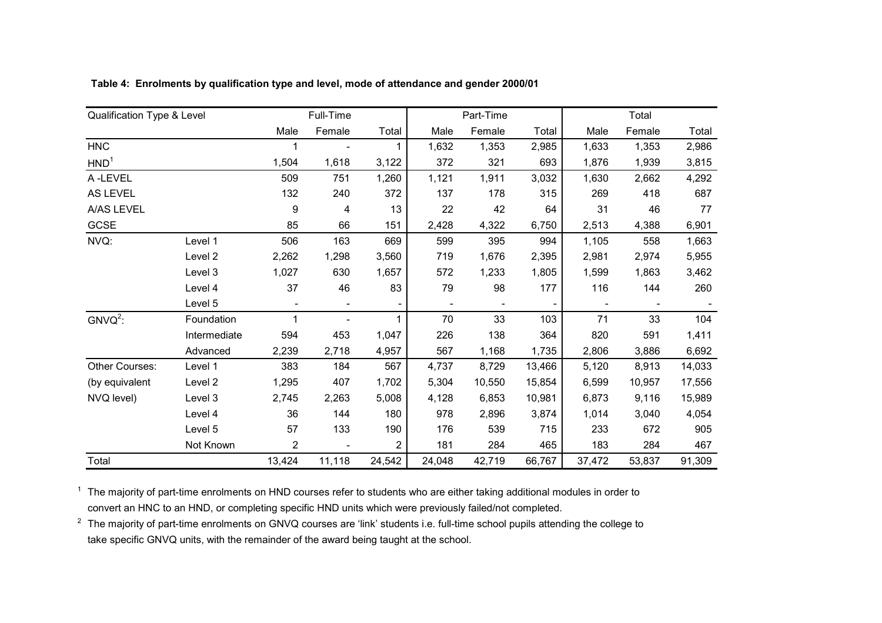**Table 4: Enrolments by qualification type and level, mode of attendance and gender 2000/01**

| Qualification Type & Level | | Full-Time | | | Part-Time | | | Total | | |
|---|---|---|---|---|---|---|---|---|---|---|
| | | Male | Female | Total | Male | Female | Total | Male | Female | Total |
| HNC | | 1 | - | 1 | 1,632 | 1,353 | 2,985 | 1,633 | 1,353 | 2,986 |
| HND[1] | | 1,504 | 1,618 | 3,122 | 372 | 321 | 693 | 1,876 | 1,939 | 3,815 |
| A -LEVEL | | 509 | 751 | 1,260 | 1,121 | 1,911 | 3,032 | 1,630 | 2,662 | 4,292 |
| AS LEVEL | | 132 | 240 | 372 | 137 | 178 | 315 | 269 | 418 | 687 |
| A/AS LEVEL | | 9 | 4 | 13 | 22 | 42 | 64 | 31 | 46 | 77 |
| GCSE | | 85 | 66 | 151 | 2,428 | 4,322 | 6,750 | 2,513 | 4,388 | 6,901 |
| NVQ: | Level 1 | 506 | 163 | 669 | 599 | 395 | 994 | 1,105 | 558 | 1,663 |
| | Level 2 | 2,262 | 1,298 | 3,560 | 719 | 1,676 | 2,395 | 2,981 | 2,974 | 5,955 |
| | Level 3 | 1,027 | 630 | 1,657 | 572 | 1,233 | 1,805 | 1,599 | 1,863 | 3,462 |
| | Level 4 | 37 | 46 | 83 | 79 | 98 | 177 | 116 | 144 | 260 |
| | Level 5 | - | - | - | - | - | - | - | - | - |
| GNVQ[2]: | Foundation | 1 | - | 1 | 70 | 33 | 103 | 71 | 33 | 104 |
| | Intermediate | 594 | 453 | 1,047 | 226 | 138 | 364 | 820 | 591 | 1,411 |
| | Advanced | 2,239 | 2,718 | 4,957 | 567 | 1,168 | 1,735 | 2,806 | 3,886 | 6,692 |
| Other Courses: | Level 1 | 383 | 184 | 567 | 4,737 | 8,729 | 13,466 | 5,120 | 8,913 | 14,033 |
| (by equivalent | Level 2 | 1,295 | 407 | 1,702 | 5,304 | 10,550 | 15,854 | 6,599 | 10,957 | 17,556 |
| NVQ level) | Level 3 | 2,745 | 2,263 | 5,008 | 4,128 | 6,853 | 10,981 | 6,873 | 9,116 | 15,989 |
| | Level 4 | 36 | 144 | 180 | 978 | 2,896 | 3,874 | 1,014 | 3,040 | 4,054 |
| | Level 5 | 57 | 133 | 190 | 176 | 539 | 715 | 233 | 672 | 905 |
| | Not Known | 2 | - | 2 | 181 | 284 | 465 | 183 | 284 | 467 |
| Total | | 13,424 | 11,118 | 24,542 | 24,048 | 42,719 | 66,767 | 37,472 | 53,837 | 91,309 |

[1] The majority of part-time enrolments on HND courses refer to students who are either taking additional modules in order to convert an HNC to an HND, or completing specific HND units which were previously failed/not completed.

[2] The majority of part-time enrolments on GNVQ courses are 'link' students i.e. full-time school pupils attending the college to take specific GNVQ units, with the remainder of the award being taught at the school.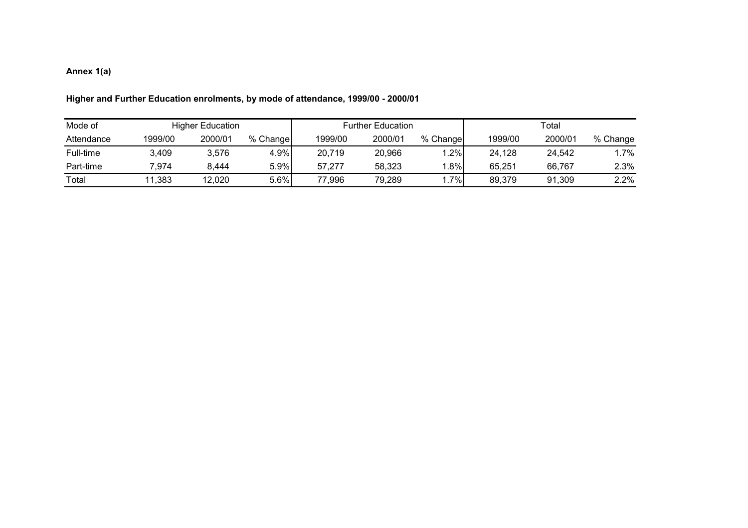**Annex 1(a)**

**Higher and Further Education enrolments, by mode of attendance, 1999/00 - 2000/01**

| Mode of | Higher Education | | | Further Education | | | Total | | |
|---|---|---|---|---|---|---|---|---|---|
| Attendance | 1999/00 | 2000/01 | % Change | 1999/00 | 2000/01 | % Change | 1999/00 | 2000/01 | % Change |
| Full-time | 3,409 | 3,576 | 4.9% | 20,719 | 20,966 | 1.2% | 24,128 | 24,542 | 1.7% |
| Part-time | 7,974 | 8,444 | 5.9% | 57,277 | 58,323 | 1.8% | 65,251 | 66,767 | 2.3% |
| Total | 11,383 | 12,020 | 5.6% | 77,996 | 79,289 | 1.7% | 89,379 | 91,309 | 2.2% |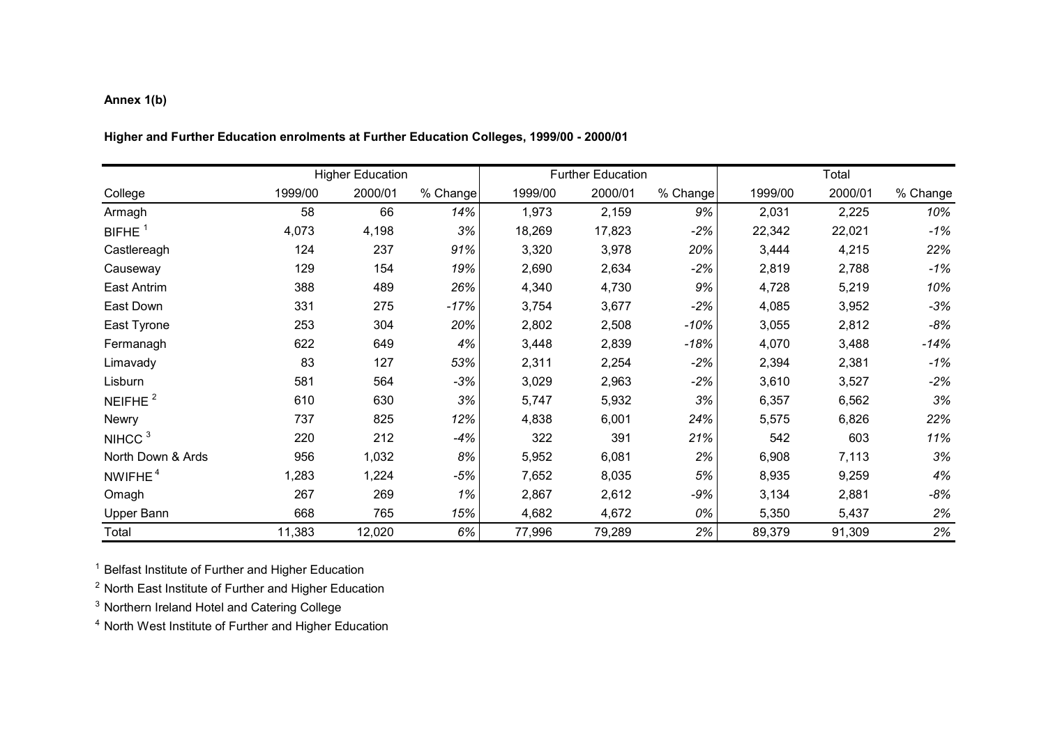**Annex 1(b)**

**Higher and Further Education enrolments at Further Education Colleges, 1999/00 - 2000/01**

| | Higher Education | | | Further Education | | | Total | | |
|---|---|---|---|---|---|---|---|---|---|
| College | 1999/00 | 2000/01 | % Change | 1999/00 | 2000/01 | % Change | 1999/00 | 2000/01 | % Change |
| Armagh | 58 | 66 | *14%* | 1,973 | 2,159 | *9%* | 2,031 | 2,225 | *10%* |
| BIFHE [1] | 4,073 | 4,198 | *3%* | 18,269 | 17,823 | *-2%* | 22,342 | 22,021 | *-1%* |
| Castlereagh | 124 | 237 | *91%* | 3,320 | 3,978 | *20%* | 3,444 | 4,215 | *22%* |
| Causeway | 129 | 154 | *19%* | 2,690 | 2,634 | *-2%* | 2,819 | 2,788 | *-1%* |
| East Antrim | 388 | 489 | *26%* | 4,340 | 4,730 | *9%* | 4,728 | 5,219 | *10%* |
| East Down | 331 | 275 | *-17%* | 3,754 | 3,677 | *-2%* | 4,085 | 3,952 | *-3%* |
| East Tyrone | 253 | 304 | *20%* | 2,802 | 2,508 | *-10%* | 3,055 | 2,812 | *-8%* |
| Fermanagh | 622 | 649 | *4%* | 3,448 | 2,839 | *-18%* | 4,070 | 3,488 | *-14%* |
| Limavady | 83 | 127 | *53%* | 2,311 | 2,254 | *-2%* | 2,394 | 2,381 | *-1%* |
| Lisburn | 581 | 564 | *-3%* | 3,029 | 2,963 | *-2%* | 3,610 | 3,527 | *-2%* |
| NEIFHE [2] | 610 | 630 | *3%* | 5,747 | 5,932 | *3%* | 6,357 | 6,562 | *3%* |
| Newry | 737 | 825 | *12%* | 4,838 | 6,001 | *24%* | 5,575 | 6,826 | *22%* |
| NIHCC [3] | 220 | 212 | *-4%* | 322 | 391 | *21%* | 542 | 603 | *11%* |
| North Down & Ards | 956 | 1,032 | *8%* | 5,952 | 6,081 | *2%* | 6,908 | 7,113 | *3%* |
| NWIFHE [4] | 1,283 | 1,224 | *-5%* | 7,652 | 8,035 | *5%* | 8,935 | 9,259 | *4%* |
| Omagh | 267 | 269 | *1%* | 2,867 | 2,612 | *-9%* | 3,134 | 2,881 | *-8%* |
| Upper Bann | 668 | 765 | *15%* | 4,682 | 4,672 | *0%* | 5,350 | 5,437 | *2%* |
| Total | 11,383 | 12,020 | *6%* | 77,996 | 79,289 | *2%* | 89,379 | 91,309 | *2%* |

[1] Belfast Institute of Further and Higher Education

[2] North East Institute of Further and Higher Education

[3] Northern Ireland Hotel and Catering College

[4] North West Institute of Further and Higher Education